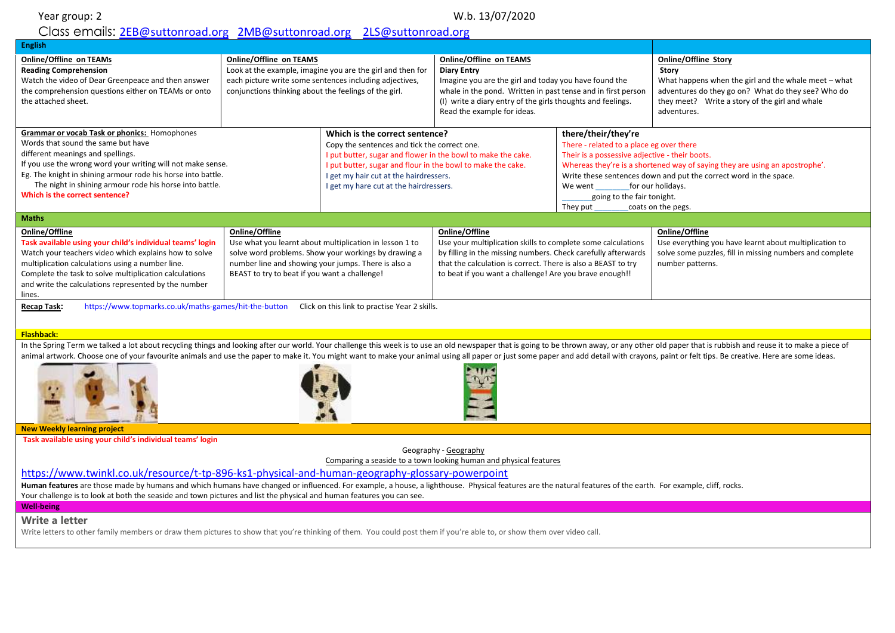Year group: 2

W.b. 13/07/2020

Class emails: 2EB@suttonroad.org 2MB@suttonroad.org 2LS@suttonroad.org

## English

| | | | |
|---|---|---|---|
| **Online/Offline on TEAMs**<br>**Reading Comprehension**<br>Watch the video of Dear Greenpeace and then answer the comprehension questions either on TEAMs or onto the attached sheet. | **Online/Offline on TEAMS**<br>Look at the example, imagine you are the girl and then for each picture write some sentences including adjectives, conjunctions thinking about the feelings of the girl. | **Online/Offline on TEAMS**<br>**Diary Entry**<br>Imagine you are the girl and today you have found the whale in the pond. Written in past tense and in first person (I) write a diary entry of the girls thoughts and feelings. Read the example for ideas. | **Online/Offline Story**<br>**Story**<br>What happens when the girl and the whale meet – what adventures do they go on? What do they see? Who do they meet? Write a story of the girl and whale adventures. |

| | | |
|---|---|---|
| **Grammar or vocab Task or phonics:** Homophones<br>Words that sound the same but have different meanings and spellings.<br>If you use the wrong word your writing will not make sense.<br>Eg. The knight in shining armour rode his horse into battle.<br>The night in shining armour rode his horse into battle.<br>**Which is the correct sentence?** | **Which is the correct sentence?**<br>Copy the sentences and tick the correct one.<br>I put butter, sugar and flower in the bowl to make the cake.<br>I put butter, sugar and flour in the bowl to make the cake.<br>I get my hair cut at the hairdressers.<br>I get my hare cut at the hairdressers. | **there/their/they're**<br>There - related to a place eg over there<br>Their is a possessive adjective - their boots.<br>Whereas they're is a shortened way of saying they are using an apostrophe'.<br>Write these sentences down and put the correct word in the space.<br>We went _______for our holidays.<br>_______going to the fair tonight.<br>They put _______coats on the pegs. |

## Maths

| | | | |
|---|---|---|---|
| **Online/Offline**<br>**Task available using your child's individual teams' login**<br>Watch your teachers video which explains how to solve multiplication calculations using a number line. Complete the task to solve multiplication calculations and write the calculations represented by the number lines. | **Online/Offline**<br>Use what you learnt about multiplication in lesson 1 to solve word problems. Show your workings by drawing a number line and showing your jumps. There is also a BEAST to try to beat if you want a challenge! | **Online/Offline**<br>Use your multiplication skills to complete some calculations by filling in the missing numbers. Check carefully afterwards that the calculation is correct. There is also a BEAST to try to beat if you want a challenge! Are you brave enough!! | **Online/Offline**<br>Use everything you have learnt about multiplication to solve some puzzles, fill in missing numbers and complete number patterns. |

**Recap Task:** https://www.topmarks.co.uk/maths-games/hit-the-button Click on this link to practise Year 2 skills.

## Flashback:

In the Spring Term we talked a lot about recycling things and looking after our world. Your challenge this week is to use an old newspaper that is going to be thrown away, or any other old paper that is rubbish and reuse it to make a piece of animal artwork. Choose one of your favourite animals and use the paper to make it. You might want to make your animal using all paper or just some paper and add detail with crayons, paint or felt tips. Be creative. Here are some ideas.

## New Weekly learning project

**Task available using your child's individual teams' login**

Geography - Geography

Comparing a seaside to a town looking human and physical features

https://www.twinkl.co.uk/resource/t-tp-896-ks1-physical-and-human-geography-glossary-powerpoint

**Human features** are those made by humans and which humans have changed or influenced. For example, a house, a lighthouse. Physical features are the natural features of the earth. For example, cliff, rocks.

Your challenge is to look at both the seaside and town pictures and list the physical and human features you can see.

## Well-being

### Write a letter

Write letters to other family members or draw them pictures to show that you're thinking of them. You could post them if you're able to, or show them over video call.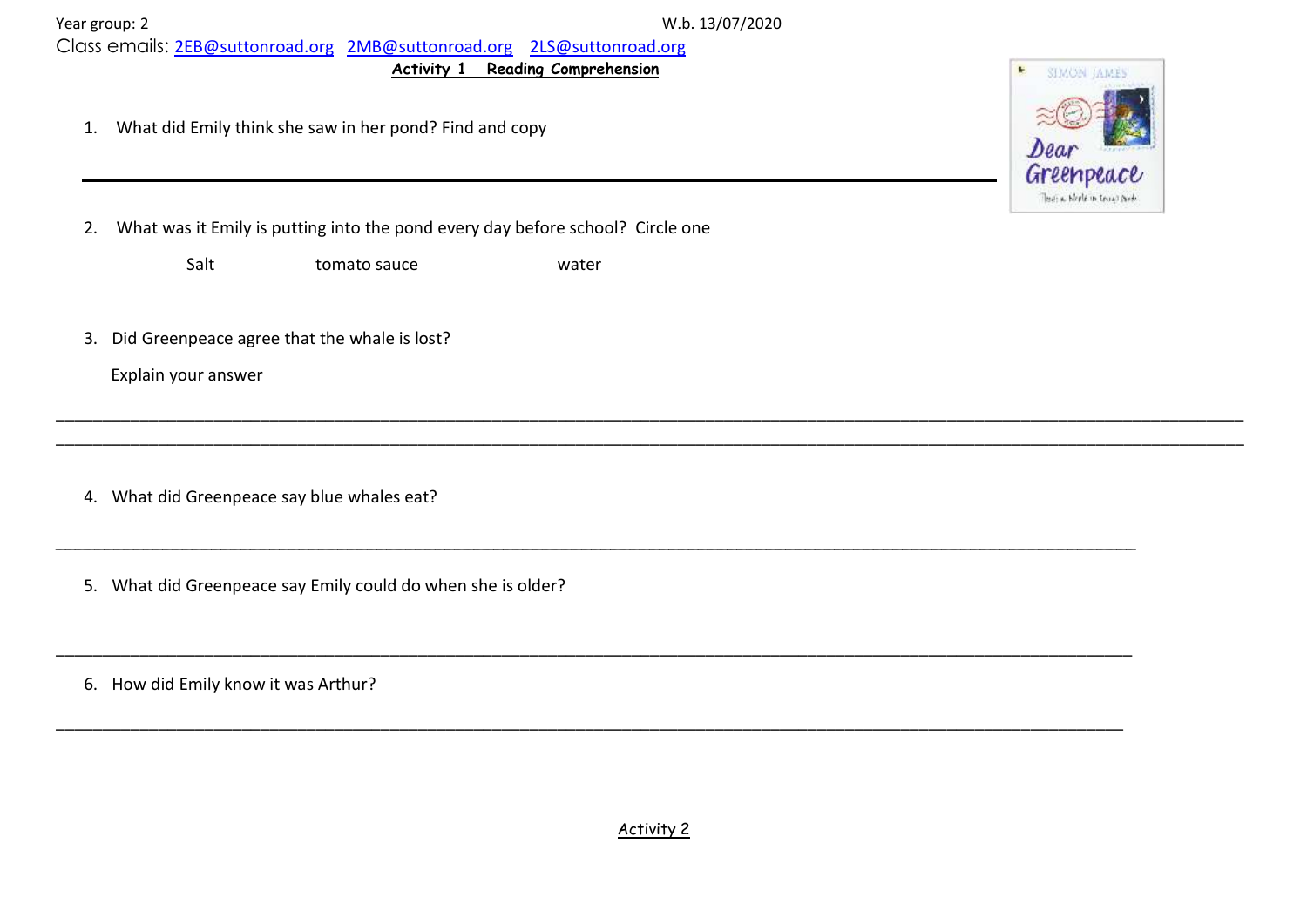Year group: 2 W.b. 13/07/2020

Class emails: 2EB@suttonroad.org 2MB@suttonroad.org 2LS@suttonroad.org

**Activity 1 Reading Comprehension**

1. What did Emily think she saw in her pond? Find and copy

_______________________________________________________________

2. What was it Emily is putting into the pond every day before school? Circle one

Salt tomato sauce water

3. Did Greenpeace agree that the whale is lost?

Explain your answer

_______________________________________________________________

_______________________________________________________________

4. What did Greenpeace say blue whales eat?

_______________________________________________________________

5. What did Greenpeace say Emily could do when she is older?

_______________________________________________________________

6. How did Emily know it was Arthur?

_______________________________________________________________

Activity 2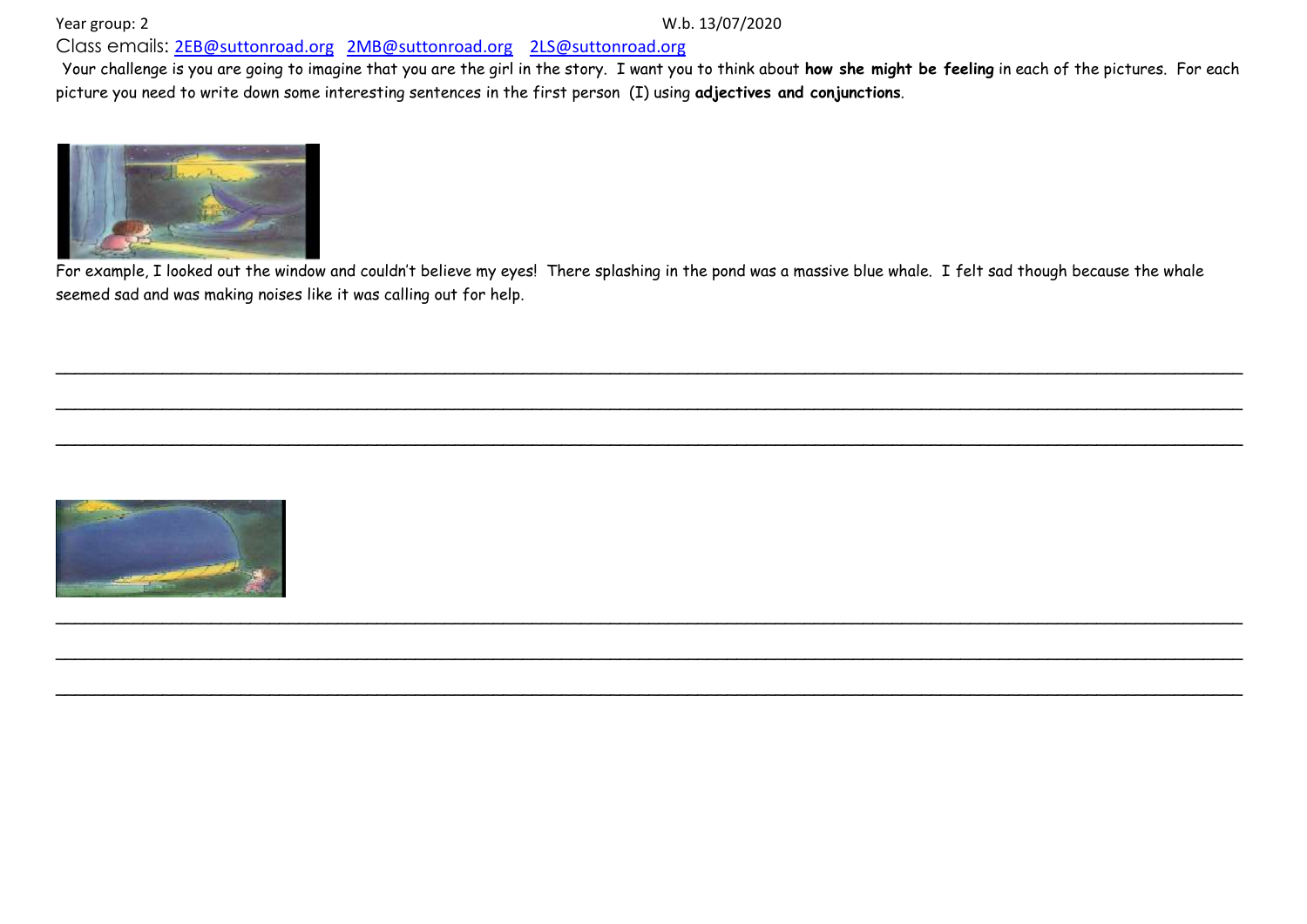Year group: 2 W.b. 13/07/2020

Class emails: [2EB@suttonroad.org](mailto:2EB@suttonroad.org) [2MB@suttonroad.org](mailto:2MB@suttonroad.org) [2LS@suttonroad.org](mailto:2LS@suttonroad.org)

Your challenge is you are going to imagine that you are the girl in the story. I want you to think about **how she might be feeling** in each of the pictures. For each picture you need to write down some interesting sentences in the first person (I) using **adjectives and conjunctions**.

For example, I looked out the window and couldn't believe my eyes! There splashing in the pond was a massive blue whale. I felt sad though because the whale seemed sad and was making noises like it was calling out for help.

______________________________________________________________________________________________

______________________________________________________________________________________________

______________________________________________________________________________________________

______________________________________________________________________________________________

______________________________________________________________________________________________

______________________________________________________________________________________________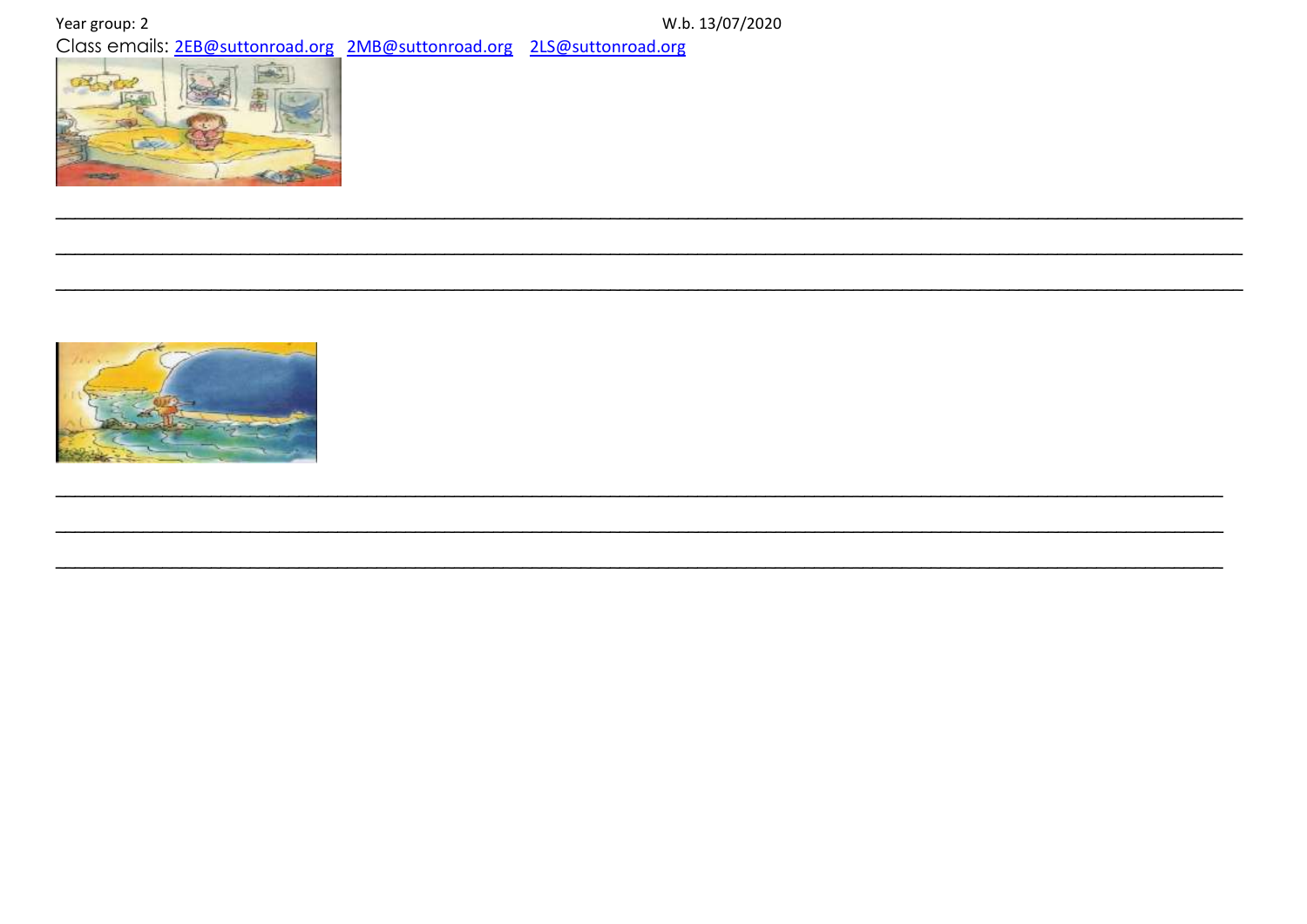Year group: 2 W.b. 13/07/2020

Class emails: 2EB@suttonroad.org 2MB@suttonroad.org 2LS@suttonroad.org

\_\_\_\_\_\_\_\_\_\_\_\_\_\_\_\_\_\_\_\_\_\_\_\_\_\_\_\_\_\_\_\_\_\_\_\_\_\_\_\_\_\_\_\_\_\_\_\_\_\_\_\_\_\_\_\_\_\_\_\_\_\_\_\_\_\_\_\_\_\_\_\_\_\_\_\_\_\_

\_\_\_\_\_\_\_\_\_\_\_\_\_\_\_\_\_\_\_\_\_\_\_\_\_\_\_\_\_\_\_\_\_\_\_\_\_\_\_\_\_\_\_\_\_\_\_\_\_\_\_\_\_\_\_\_\_\_\_\_\_\_\_\_\_\_\_\_\_\_\_\_\_\_\_\_\_\_

\_\_\_\_\_\_\_\_\_\_\_\_\_\_\_\_\_\_\_\_\_\_\_\_\_\_\_\_\_\_\_\_\_\_\_\_\_\_\_\_\_\_\_\_\_\_\_\_\_\_\_\_\_\_\_\_\_\_\_\_\_\_\_\_\_\_\_\_\_\_\_\_\_\_\_\_\_\_

\_\_\_\_\_\_\_\_\_\_\_\_\_\_\_\_\_\_\_\_\_\_\_\_\_\_\_\_\_\_\_\_\_\_\_\_\_\_\_\_\_\_\_\_\_\_\_\_\_\_\_\_\_\_\_\_\_\_\_\_\_\_\_\_\_\_\_\_\_\_\_\_\_\_\_\_\_\_

\_\_\_\_\_\_\_\_\_\_\_\_\_\_\_\_\_\_\_\_\_\_\_\_\_\_\_\_\_\_\_\_\_\_\_\_\_\_\_\_\_\_\_\_\_\_\_\_\_\_\_\_\_\_\_\_\_\_\_\_\_\_\_\_\_\_\_\_\_\_\_\_\_\_\_\_\_\_

\_\_\_\_\_\_\_\_\_\_\_\_\_\_\_\_\_\_\_\_\_\_\_\_\_\_\_\_\_\_\_\_\_\_\_\_\_\_\_\_\_\_\_\_\_\_\_\_\_\_\_\_\_\_\_\_\_\_\_\_\_\_\_\_\_\_\_\_\_\_\_\_\_\_\_\_\_\_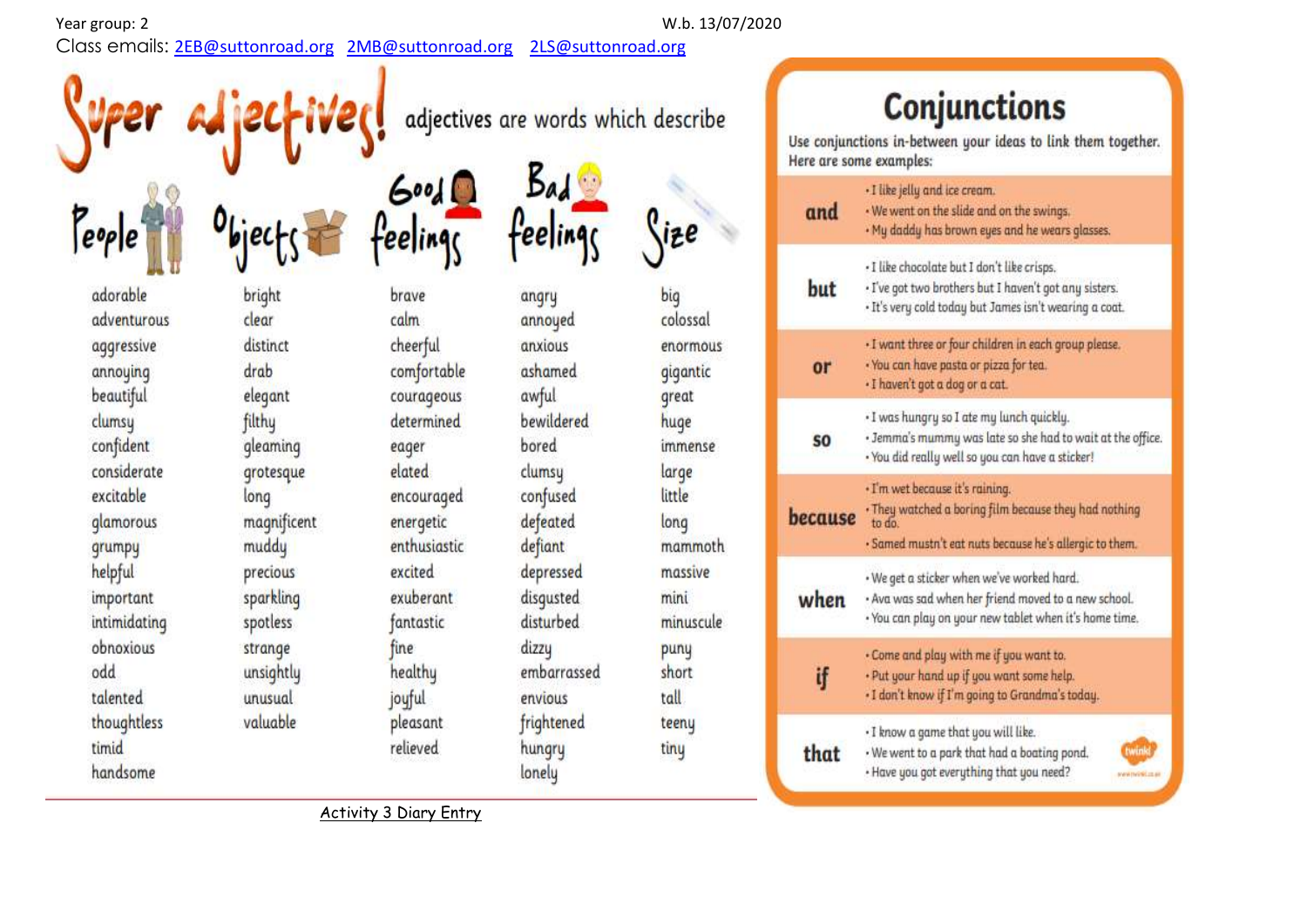Year group: 2 W.b. 13/07/2020

Class emails: 2EB@suttonroad.org 2MB@suttonroad.org 2LS@suttonroad.org

# Super adjectives!

adjectives are words which describe

| People | Objects | Good feelings | Bad feelings | Size |
|---|---|---|---|---|
| adorable | bright | brave | angry | big |
| adventurous | clear | calm | annoyed | colossal |
| aggressive | distinct | cheerful | anxious | enormous |
| annoying | drab | comfortable | ashamed | gigantic |
| beautiful | elegant | courageous | awful | great |
| clumsy | filthy | determined | bewildered | huge |
| confident | gleaming | eager | bored | immense |
| considerate | grotesque | elated | clumsy | large |
| excitable | long | encouraged | confused | little |
| glamorous | magnificent | energetic | defeated | long |
| grumpy | muddy | enthusiastic | defiant | mammoth |
| helpful | precious | excited | depressed | massive |
| important | sparkling | exuberant | disgusted | mini |
| intimidating | spotless | fantastic | disturbed | minuscule |
| obnoxious | strange | fine | dizzy | puny |
| odd | unsightly | healthy | embarrassed | short |
| talented | unusual | joyful | envious | tall |
| thoughtless | valuable | pleasant | frightened | teeny |
| timid | | relieved | hungry | tiny |
| handsome | | | lonely | |

# Conjunctions

Use conjunctions in-between your ideas to link them together. Here are some examples:

| Conjunction | Examples |
|---|---|
| **and** | • I like jelly and ice cream.<br>• We went on the slide and on the swings.<br>• My daddy has brown eyes and he wears glasses. |
| **but** | • I like chocolate but I don't like crisps.<br>• I've got two brothers but I haven't got any sisters.<br>• It's very cold today but James isn't wearing a coat. |
| **or** | • I want three or four children in each group please.<br>• You can have pasta or pizza for tea.<br>• I haven't got a dog or a cat. |
| **so** | • I was hungry so I ate my lunch quickly.<br>• Jemma's mummy was late so she had to wait at the office.<br>• You did really well so you can have a sticker! |
| **because** | • I'm wet because it's raining.<br>• They watched a boring film because they had nothing to do.<br>• Samed mustn't eat nuts because he's allergic to them. |
| **when** | • We get a sticker when we've worked hard.<br>• Ava was sad when her friend moved to a new school.<br>• You can play on your new tablet when it's home time. |
| **if** | • Come and play with me if you want to.<br>• Put your hand up if you want some help.<br>• I don't know if I'm going to Grandma's today. |
| **that** | • I know a game that you will like.<br>• We went to a park that had a boating pond.<br>• Have you got everything that you need? |

Activity 3 Diary Entry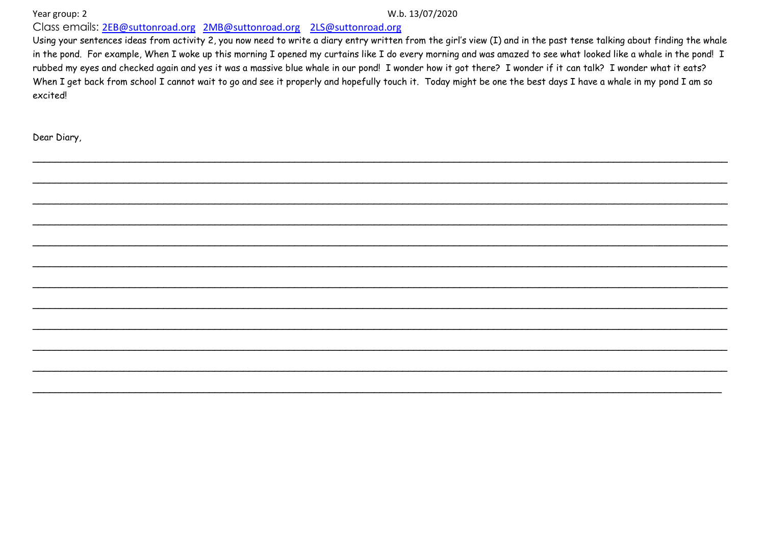Year group: 2 W.b. 13/07/2020

Class emails: 2EB@suttonroad.org 2MB@suttonroad.org 2LS@suttonroad.org

Using your sentences ideas from activity 2, you now need to write a diary entry written from the girl's view (I) and in the past tense talking about finding the whale in the pond. For example, When I woke up this morning I opened my curtains like I do every morning and was amazed to see what looked like a whale in the pond! I rubbed my eyes and checked again and yes it was a massive blue whale in our pond! I wonder how it got there? I wonder if it can talk? I wonder what it eats? When I get back from school I cannot wait to go and see it properly and hopefully touch it. Today might be one the best days I have a whale in my pond I am so excited!

Dear Diary,

___________________________________________________________________________

___________________________________________________________________________

___________________________________________________________________________

___________________________________________________________________________

___________________________________________________________________________

___________________________________________________________________________

___________________________________________________________________________

___________________________________________________________________________

___________________________________________________________________________

___________________________________________________________________________

___________________________________________________________________________

___________________________________________________________________________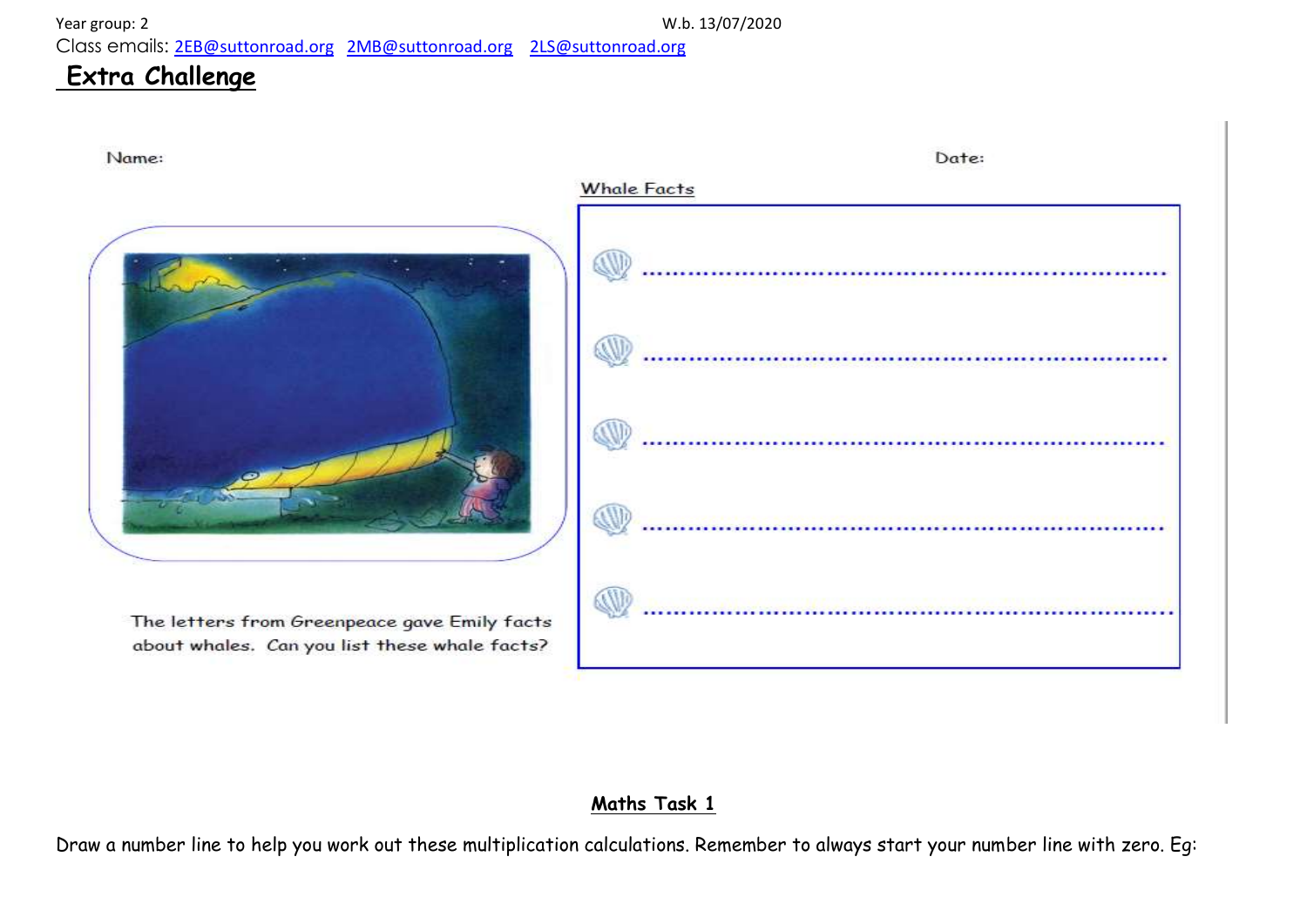Year group: 2 W.b. 13/07/2020

Class emails: 2EB@suttonroad.org 2MB@suttonroad.org 2LS@suttonroad.org

## Extra Challenge

Name: Date:

**Whale Facts**

- ............................................................................
- ............................................................................
- ............................................................................
- ............................................................................
- ............................................................................

The letters from Greenpeace gave Emily facts about whales. Can you list these whale facts?

## Maths Task 1

Draw a number line to help you work out these multiplication calculations. Remember to always start your number line with zero. Eg: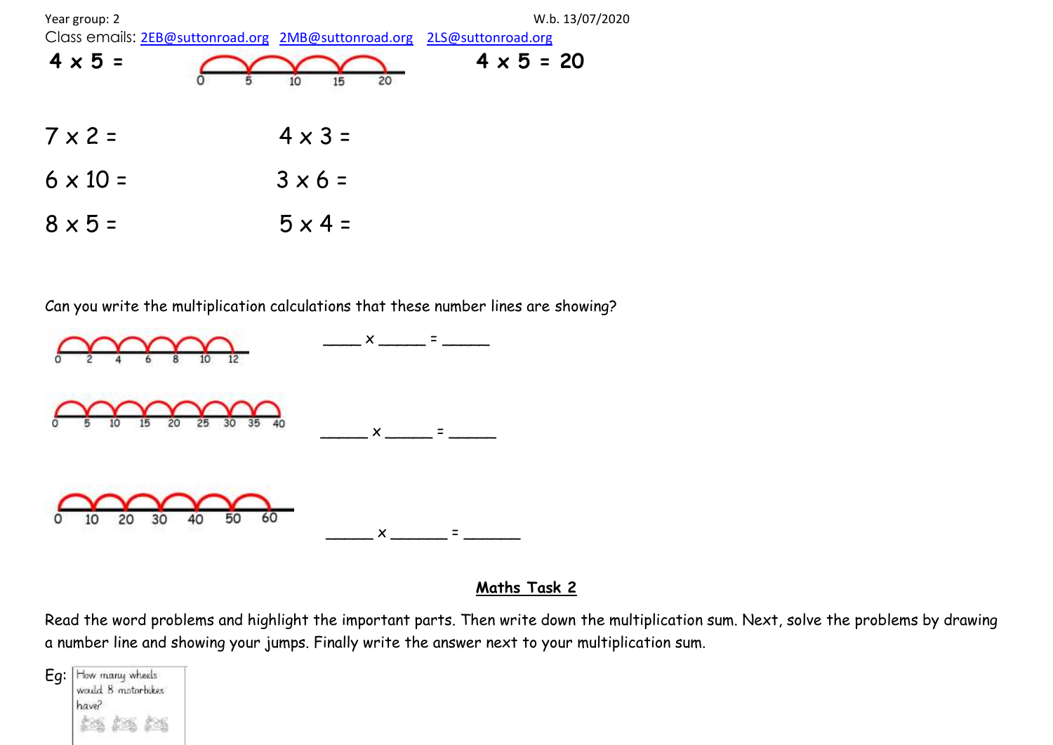Year group: 2 W.b. 13/07/2020

Class emails: 2EB@suttonroad.org 2MB@suttonroad.org 2LS@suttonroad.org

**4 x 5 =** 0 5 10 15 20 **4 x 5 = 20**

7 x 2 = 4 x 3 =

6 x 10 = 3 x 6 =

8 x 5 = 5 x 4 =

Can you write the multiplication calculations that these number lines are showing?

0 2 4 6 8 10 12 ____ x _____ = _____

0 5 10 15 20 25 30 35 40 _____ x _____ = _____

0 10 20 30 40 50 60 _____ x ______ = ______

## <u>Maths Task 2</u>

Read the word problems and highlight the important parts. Then write down the multiplication sum. Next, solve the problems by drawing a number line and showing your jumps. Finally write the answer next to your multiplication sum.

Eg: How many wheels would 8 motorbikes have?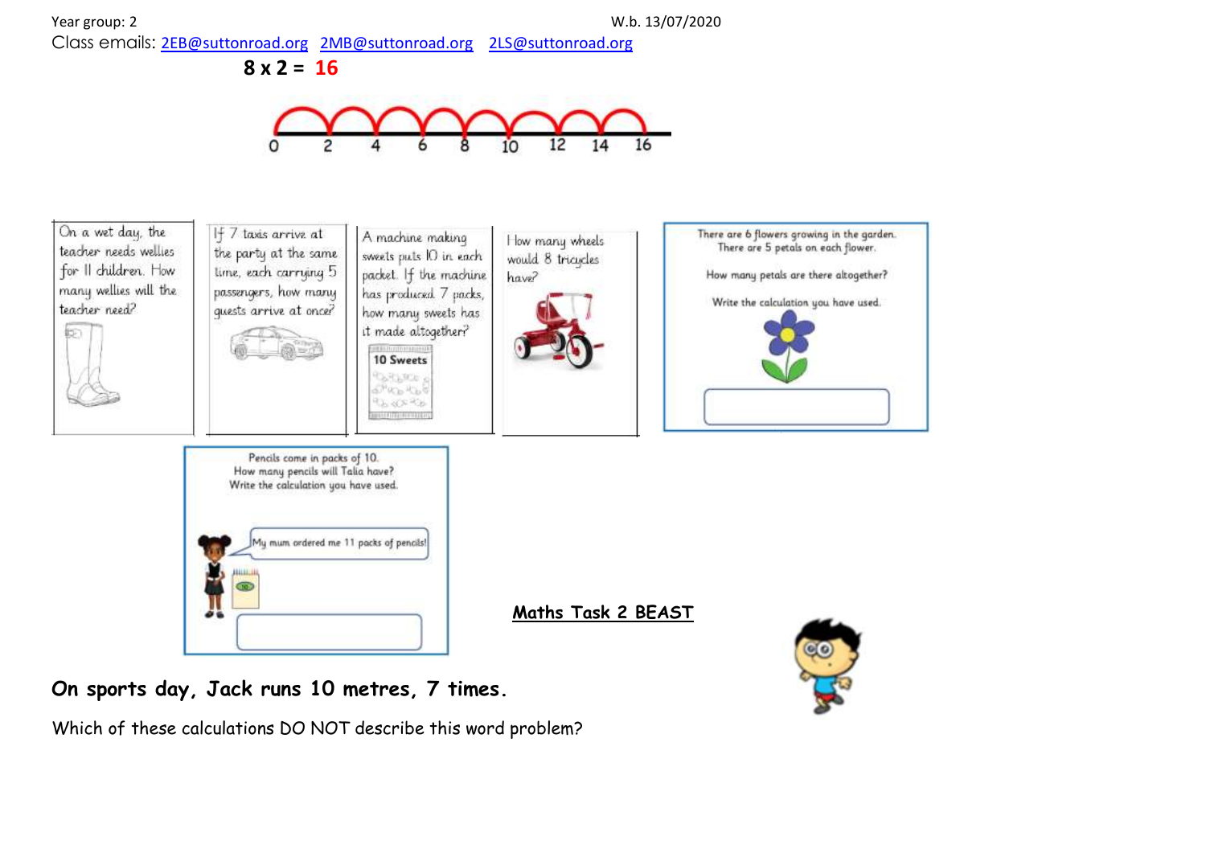Year group: 2

W.b. 13/07/2020

Class emails: 2EB@suttonroad.org 2MB@suttonroad.org 2LS@suttonroad.org

**8 x 2 = 16**

0 2 4 6 8 10 12 14 16

On a wet day, the teacher needs wellies for 11 children. How many wellies will the teacher need?

If 7 taxis arrive at the party at the same time, each carrying 5 passengers, how many guests arrive at once?

A machine making sweets puts 10 in each packet. If the machine has produced 7 packs, how many sweets has it made altogether?

10 Sweets

How many wheels would 8 tricycles have?

There are 6 flowers growing in the garden. There are 5 petals on each flower.

How many petals are there altogether?

Write the calculation you have used.

Pencils come in packs of 10.
How many pencils will Talia have?
Write the calculation you have used.

My mum ordered me 11 packs of pencils!

**Maths Task 2 BEAST**

**On sports day, Jack runs 10 metres, 7 times.**

Which of these calculations DO NOT describe this word problem?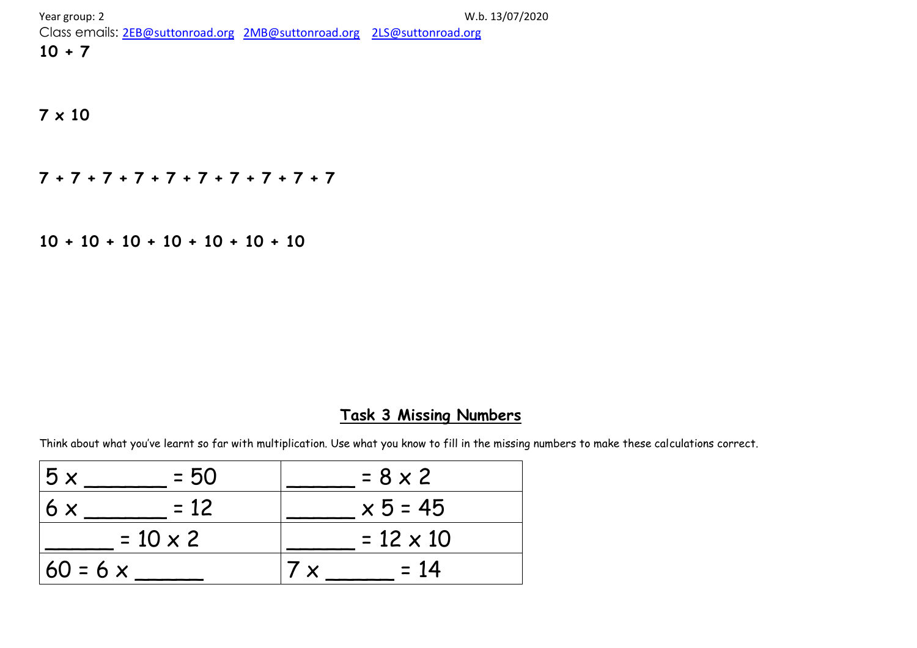Year group: 2 W.b. 13/07/2020

Class emails: 2EB@suttonroad.org 2MB@suttonroad.org 2LS@suttonroad.org

**10 + 7**

**7 x 10**

**7 + 7 + 7 + 7 + 7 + 7 + 7 + 7 + 7 + 7**

**10 + 10 + 10 + 10 + 10 + 10 + 10**

## Task 3 Missing Numbers

Think about what you've learnt so far with multiplication. Use what you know to fill in the missing numbers to make these calculations correct.

| | |
|---|---|
| 5 x ______ = 50 | _____ = 8 x 2 |
| 6 x ______ = 12 | _____ x 5 = 45 |
| _____ = 10 x 2 | _____ = 12 x 10 |
| 60 = 6 x _____ | 7 x _____ = 14 |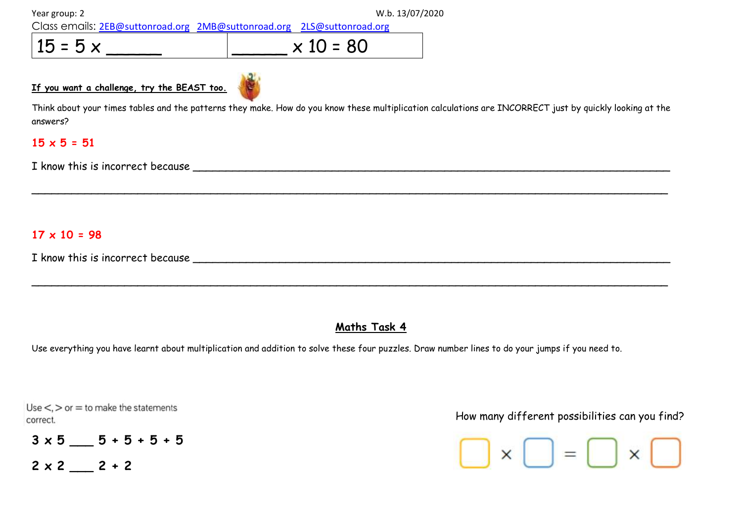Year group: 2 W.b. 13/07/2020

Class emails: 2EB@suttonroad.org 2MB@suttonroad.org 2LS@suttonroad.org

| 15 = 5 x ______ | ______ x 10 = 80 |
|---|---|

**If you want a challenge, try the BEAST too.**

Think about your times tables and the patterns they make. How do you know these multiplication calculations are INCORRECT just by quickly looking at the answers?

**15 x 5 = 51**

I know this is incorrect because ___________________________________________________________________

___________________________________________________________________

**17 x 10 = 98**

I know this is incorrect because ___________________________________________________________________

___________________________________________________________________

## Maths Task 4

Use everything you have learnt about multiplication and addition to solve these four puzzles. Draw number lines to do your jumps if you need to.

Use <, > or = to make the statements correct.

**3 x 5 ___ 5 + 5 + 5 + 5**

**2 x 2 ___ 2 + 2**

How many different possibilities can you find?

☐ × ☐ = ☐ × ☐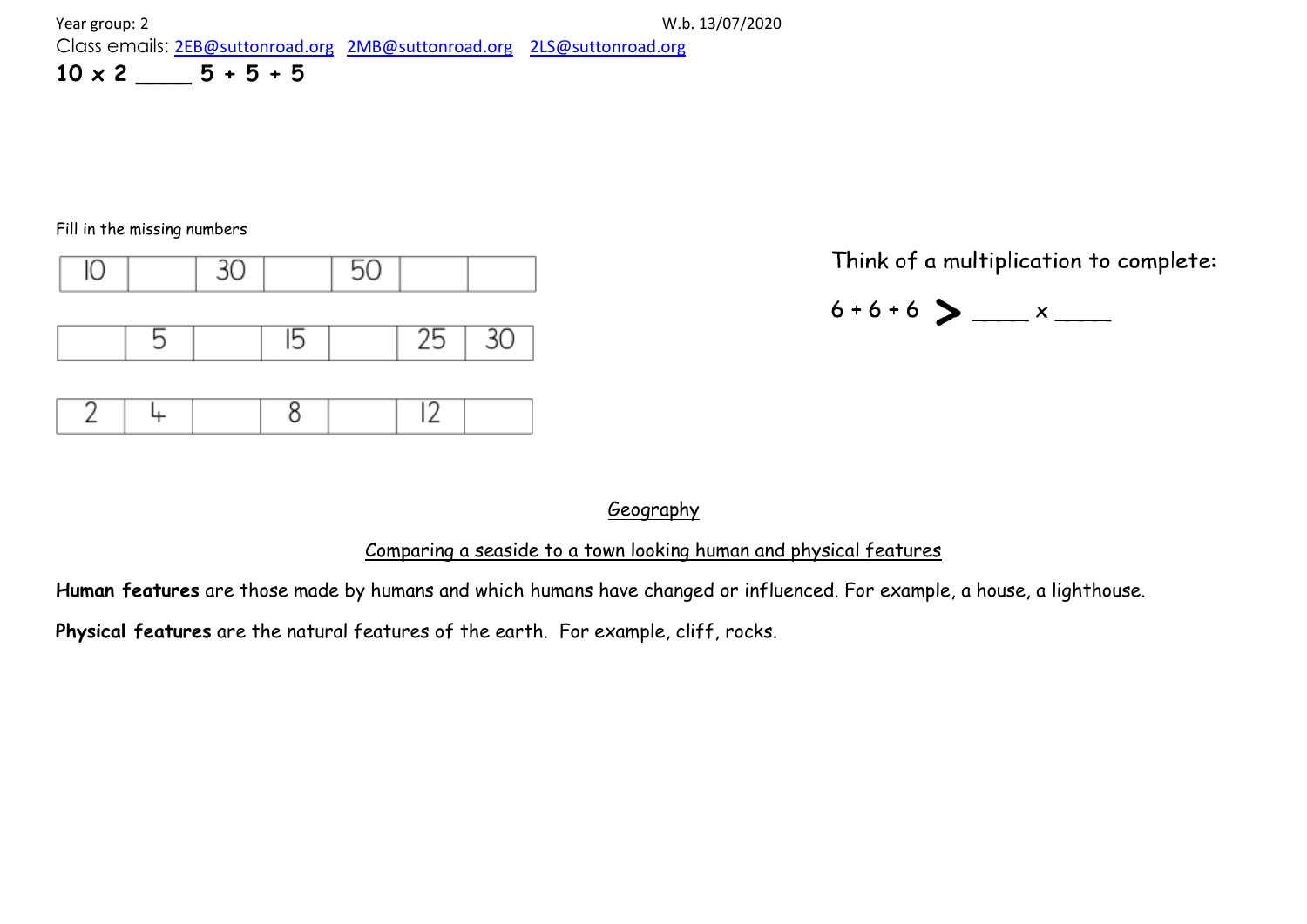Year group: 2 W.b. 13/07/2020

Class emails: 2EB@suttonroad.org 2MB@suttonroad.org 2LS@suttonroad.org

**10 x 2 ____ 5 + 5 + 5**

Fill in the missing numbers

| 10 | | 30 | | 50 | | |
|---|---|---|---|---|---|---|

| | 5 | | 15 | | 25 | 30 |
|---|---|---|---|---|---|---|

| 2 | 4 | | 8 | | 12 | |
|---|---|---|---|---|---|---|

Think of a multiplication to complete:

6 + 6 + 6 **>** ____ x ____

Geography

Comparing a seaside to a town looking human and physical features

**Human features** are those made by humans and which humans have changed or influenced. For example, a house, a lighthouse.

**Physical features** are the natural features of the earth. For example, cliff, rocks.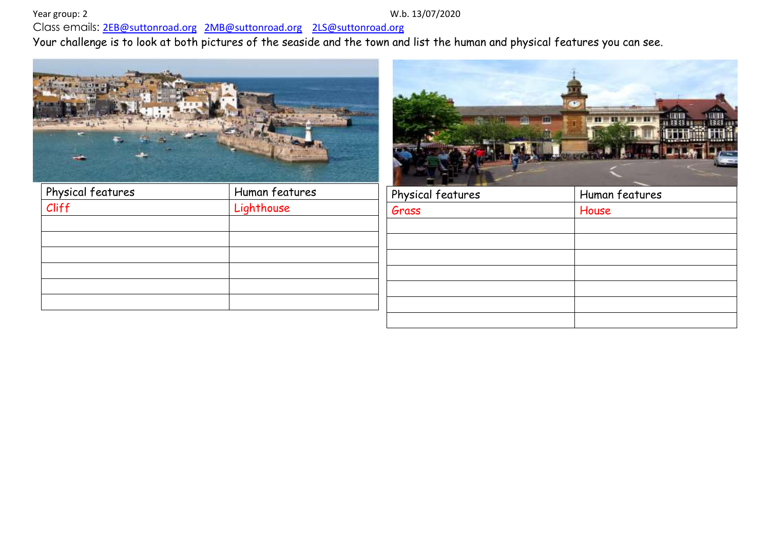Year group: 2 W.b. 13/07/2020

Class emails: 2EB@suttonroad.org 2MB@suttonroad.org 2LS@suttonroad.org

Your challenge is to look at both pictures of the seaside and the town and list the human and physical features you can see.

| Physical features | Human features |
|---|---|
| Cliff | Lighthouse |
| | |
| | |
| | |
| | |
| | |
| | |

| Physical features | Human features |
|---|---|
| Grass | House |
| | |
| | |
| | |
| | |
| | |
| | |
| | |